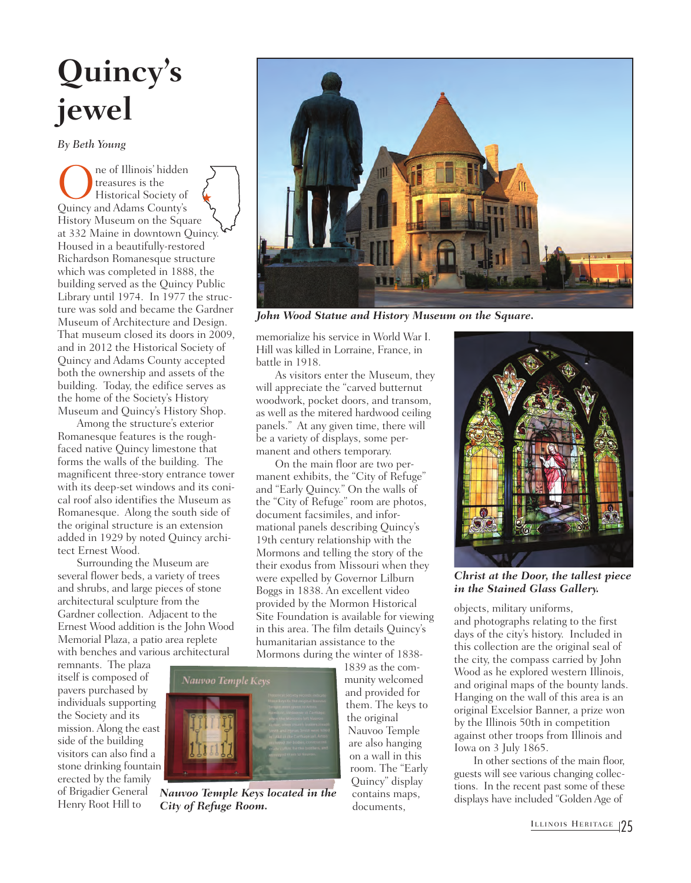# Quincy's jewel

*By Beth Young*

One of Illinois' hidden treasures is the Historical Society of Quincy and Adams County's History Museum on the Square at 332 Maine in downtown Quincy. Housed in a beautifully-restored Richardson Romanesque structure which was completed in 1888, the building served as the Quincy Public Library until 1974. In 1977 the structure was sold and became the Gardner Museum of Architecture and Design. That museum closed its doors in 2009, and in 2012 the Historical Society of Quincy and Adams County accepted both the ownership and assets of the building. Today, the edifice serves as the home of the Society's History Museum and Quincy's History Shop.

Among the structure's exterior Romanesque features is the rough-faced native Quincy limestone that forms the walls of the building. The magnificent three-story entrance tower with its deep-set windows and its conical roof also identifies the Museum as Romanesque. Along the south side of the original structure is an extension added in 1929 by noted Quincy architect Ernest Wood.

Surrounding the Museum are several flower beds, a variety of trees and shrubs, and large pieces of stone architectural sculpture from the Gardner collection. Adjacent to the Ernest Wood addition is the John Wood Memorial Plaza, a patio area replete with benches and various architectural remnants. The plaza itself is composed of pavers purchased by individuals supporting the Society and its mission. Along the east side of the building visitors can also find a stone drinking fountain erected by the family of Brigadier General Henry Root Hill to memorialize his service in World War I. Hill was killed in Lorraine, France, in battle in 1918.

*John Wood Statue and History Museum on the Square.*

As visitors enter the Museum, they will appreciate the "carved butternut woodwork, pocket doors, and transom, as well as the mitered hardwood ceiling panels." At any given time, there will be a variety of displays, some permanent and others temporary.

On the main floor are two permanent exhibits, the "City of Refuge" and "Early Quincy." On the walls of the "City of Refuge" room are photos, document facsimiles, and informational panels describing Quincy's 19th century relationship with the Mormons and telling the story of the their exodus from Missouri when they were expelled by Governor Lilburn Boggs in 1838. An excellent video provided by the Mormon Historical Site Foundation is available for viewing in this area. The film details Quincy's humanitarian assistance to the Mormons during the winter of 1838-1839 as the community welcomed and provided for them. The keys to the original Nauvoo Temple are also hanging on a wall in this room. The "Early Quincy" display contains maps, documents, objects, military uniforms, and photographs relating to the first days of the city's history. Included in this collection are the original seal of the city, the compass carried by John Wood as he explored western Illinois, and original maps of the bounty lands. Hanging on the wall of this area is an original Excelsior Banner, a prize won by the Illinois 50th in competition against other troops from Illinois and Iowa on 3 July 1865.

*Nauvoo Temple Keys located in the City of Refuge Room.*

*Christ at the Door, the tallest piece in the Stained Glass Gallery.*

In other sections of the main floor, guests will see various changing collections. In the recent past some of these displays have included "Golden Age of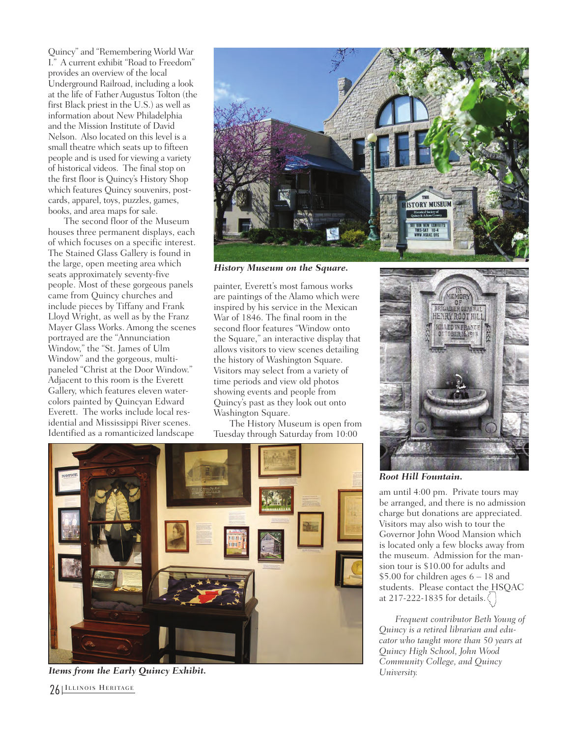Quincy" and "Remembering World War I." A current exhibit "Road to Freedom" provides an overview of the local Underground Railroad, including a look at the life of Father Augustus Tolton (the first Black priest in the U.S.) as well as information about New Philadelphia and the Mission Institute of David Nelson. Also located on this level is a small theatre which seats up to fifteen people and is used for viewing a variety of historical videos. The final stop on the first floor is Quincy's History Shop which features Quincy souvenirs, postcards, apparel, toys, puzzles, games, books, and area maps for sale.

The second floor of the Museum houses three permanent displays, each of which focuses on a specific interest. The Stained Glass Gallery is found in the large, open meeting area which seats approximately seventy-five people. Most of these gorgeous panels came from Quincy churches and include pieces by Tiffany and Frank Lloyd Wright, as well as by the Franz Mayer Glass Works. Among the scenes portrayed are the "Annunciation Window," the "St. James of Ulm Window" and the gorgeous, multi-paneled "Christ at the Door Window." Adjacent to this room is the Everett Gallery, which features eleven watercolors painted by Quincyan Edward Everett. The works include local residential and Mississippi River scenes. Identified as a romanticized landscape painter, Everett's most famous works are paintings of the Alamo which were inspired by his service in the Mexican War of 1846. The final room in the second floor features "Window onto the Square," an interactive display that allows visitors to view scenes detailing the history of Washington Square. Visitors may select from a variety of time periods and view old photos showing events and people from Quincy's past as they look out onto Washington Square.

***History Museum on the Square.***

The History Museum is open from Tuesday through Saturday from 10:00 am until 4:00 pm. Private tours may be arranged, and there is no admission charge but donations are appreciated. Visitors may also wish to tour the Governor John Wood Mansion which is located only a few blocks away from the museum. Admission for the mansion tour is $10.00 for adults and $5.00 for children ages 6 – 18 and students. Please contact the HSQAC at 217-222-1835 for details.

***Root Hill Fountain.***

***Items from the Early Quincy Exhibit.***

*Frequent contributor Beth Young of Quincy is a retired librarian and educator who taught more than 50 years at Quincy High School, John Wood Community College, and Quincy University.*